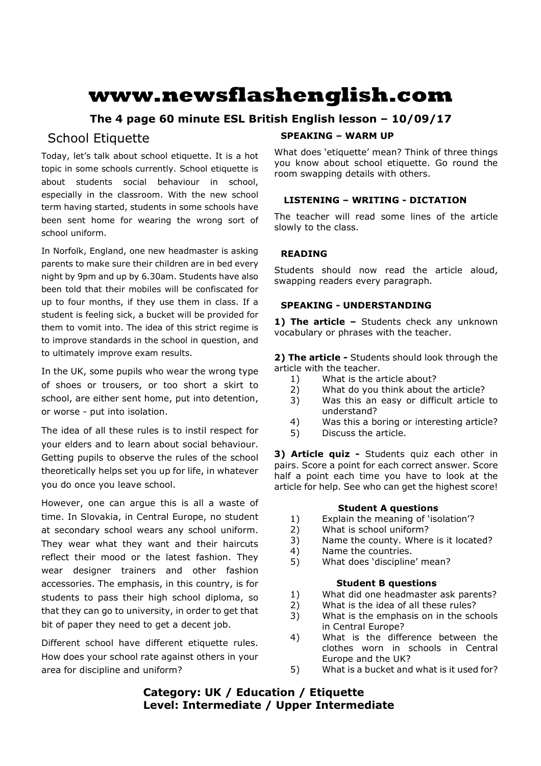# www.newsflashenglish.com

**The 4 page 60 minute ESL British English lesson – 10/09/17**

## School Etiquette

Today, let's talk about school etiquette. It is a hot topic in some schools currently. School etiquette is about students social behaviour in school, especially in the classroom. With the new school term having started, students in some schools have been sent home for wearing the wrong sort of school uniform.

In Norfolk, England, one new headmaster is asking parents to make sure their children are in bed every night by 9pm and up by 6.30am. Students have also been told that their mobiles will be confiscated for up to four months, if they use them in class. If a student is feeling sick, a bucket will be provided for them to vomit into. The idea of this strict regime is to improve standards in the school in question, and to ultimately improve exam results.

In the UK, some pupils who wear the wrong type of shoes or trousers, or too short a skirt to school, are either sent home, put into detention, or worse - put into isolation.

The idea of all these rules is to instil respect for your elders and to learn about social behaviour. Getting pupils to observe the rules of the school theoretically helps set you up for life, in whatever you do once you leave school.

However, one can argue this is all a waste of time. In Slovakia, in Central Europe, no student at secondary school wears any school uniform. They wear what they want and their haircuts reflect their mood or the latest fashion. They wear designer trainers and other fashion accessories. The emphasis, in this country, is for students to pass their high school diploma, so that they can go to university, in order to get that bit of paper they need to get a decent job.

Different school have different etiquette rules. How does your school rate against others in your area for discipline and uniform?

### SPEAKING – WARM UP

What does 'etiquette' mean? Think of three things you know about school etiquette. Go round the room swapping details with others.

### LISTENING – WRITING - DICTATION

The teacher will read some lines of the article slowly to the class.

### READING

Students should now read the article aloud, swapping readers every paragraph.

### SPEAKING - UNDERSTANDING

**1) The article –** Students check any unknown vocabulary or phrases with the teacher.

**2) The article -** Students should look through the article with the teacher.

1) What is the article about?
2) What do you think about the article?
3) Was this an easy or difficult article to understand?
4) Was this a boring or interesting article?
5) Discuss the article.

**3) Article quiz -** Students quiz each other in pairs. Score a point for each correct answer. Score half a point each time you have to look at the article for help. See who can get the highest score!

**Student A questions**

1) Explain the meaning of 'isolation'?
2) What is school uniform?
3) Name the county. Where is it located?
4) Name the countries.
5) What does 'discipline' mean?

**Student B questions**

1) What did one headmaster ask parents?
2) What is the idea of all these rules?
3) What is the emphasis on in the schools in Central Europe?
4) What is the difference between the clothes worn in schools in Central Europe and the UK?
5) What is a bucket and what is it used for?

**Category: UK / Education / Etiquette**
**Level: Intermediate / Upper Intermediate**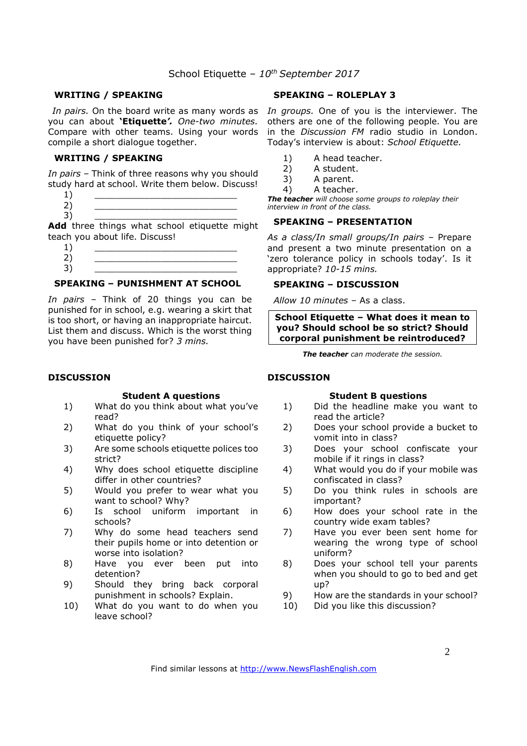School Etiquette – *10th September 2017*

### WRITING / SPEAKING

*In pairs.* On the board write as many words as you can about **'Etiquette'.** *One-two minutes.* Compare with other teams. Using your words compile a short dialogue together.

### WRITING / SPEAKING

*In pairs* – Think of three reasons why you should study hard at school. Write them below. Discuss!

1) ___________________________
2) ___________________________
3) ___________________________

**Add** three things what school etiquette might teach you about life. Discuss!

1) ___________________________
2) ___________________________
3) ___________________________

### SPEAKING – PUNISHMENT AT SCHOOL

*In pairs* – Think of 20 things you can be punished for in school, e.g. wearing a skirt that is too short, or having an inappropriate haircut. List them and discuss. Which is the worst thing you have been punished for? *3 mins.*

### SPEAKING – ROLEPLAY 3

*In groups.* One of you is the interviewer. The others are one of the following people. You are in the *Discussion FM* radio studio in London. Today's interview is about: *School Etiquette.*

1) A head teacher.
2) A student.
3) A parent.
4) A teacher.

***The teacher*** *will choose some groups to roleplay their interview in front of the class.*

### SPEAKING – PRESENTATION

*As a class/In small groups/In pairs* – Prepare and present a two minute presentation on a 'zero tolerance policy in schools today'. Is it appropriate? *10-15 mins.*

### SPEAKING – DISCUSSION

*Allow 10 minutes* – As a class.

**School Etiquette – What does it mean to you? Should school be so strict? Should corporal punishment be reintroduced?**

***The teacher*** *can moderate the session.*

### DISCUSSION

**Student A questions**

1) What do you think about what you've read?
2) What do you think of your school's etiquette policy?
3) Are some schools etiquette polices too strict?
4) Why does school etiquette discipline differ in other countries?
5) Would you prefer to wear what you want to school? Why?
6) Is school uniform important in schools?
7) Why do some head teachers send their pupils home or into detention or worse into isolation?
8) Have you ever been put into detention?
9) Should they bring back corporal punishment in schools? Explain.
10) What do you want to do when you leave school?

### DISCUSSION

**Student B questions**

1) Did the headline make you want to read the article?
2) Does your school provide a bucket to vomit into in class?
3) Does your school confiscate your mobile if it rings in class?
4) What would you do if your mobile was confiscated in class?
5) Do you think rules in schools are important?
6) How does your school rate in the country wide exam tables?
7) Have you ever been sent home for wearing the wrong type of school uniform?
8) Does your school tell your parents when you should to go to bed and get up?
9) How are the standards in your school?
10) Did you like this discussion?

Find similar lessons at http://www.NewsFlashEnglish.com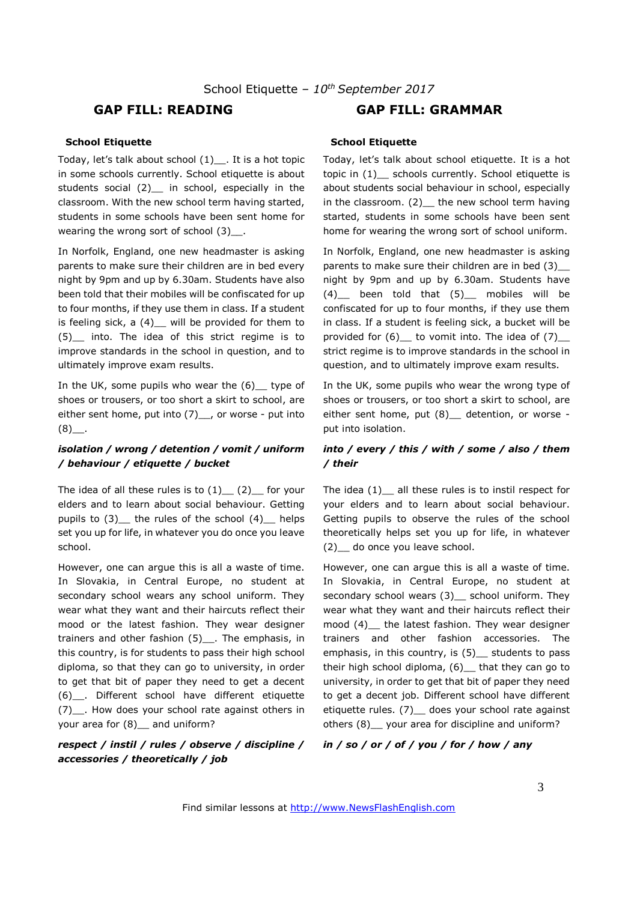School Etiquette – *10th September 2017*

## GAP FILL: READING

**School Etiquette**

Today, let's talk about school (1)__. It is a hot topic in some schools currently. School etiquette is about students social (2)__ in school, especially in the classroom. With the new school term having started, students in some schools have been sent home for wearing the wrong sort of school (3)__.

In Norfolk, England, one new headmaster is asking parents to make sure their children are in bed every night by 9pm and up by 6.30am. Students have also been told that their mobiles will be confiscated for up to four months, if they use them in class. If a student is feeling sick, a (4)__ will be provided for them to (5)__ into. The idea of this strict regime is to improve standards in the school in question, and to ultimately improve exam results.

In the UK, some pupils who wear the (6)__ type of shoes or trousers, or too short a skirt to school, are either sent home, put into (7)__, or worse - put into (8)__.

***isolation / wrong / detention / vomit / uniform / behaviour / etiquette / bucket***

The idea of all these rules is to (1)__ (2)__ for your elders and to learn about social behaviour. Getting pupils to (3)__ the rules of the school (4)__ helps set you up for life, in whatever you do once you leave school.

However, one can argue this is all a waste of time. In Slovakia, in Central Europe, no student at secondary school wears any school uniform. They wear what they want and their haircuts reflect their mood or the latest fashion. They wear designer trainers and other fashion (5)__. The emphasis, in this country, is for students to pass their high school diploma, so that they can go to university, in order to get that bit of paper they need to get a decent (6)__. Different school have different etiquette (7)__. How does your school rate against others in your area for (8)__ and uniform?

***respect / instil / rules / observe / discipline / accessories / theoretically / job***

## GAP FILL: GRAMMAR

**School Etiquette**

Today, let's talk about school etiquette. It is a hot topic in (1)__ schools currently. School etiquette is about students social behaviour in school, especially in the classroom. (2)__ the new school term having started, students in some schools have been sent home for wearing the wrong sort of school uniform.

In Norfolk, England, one new headmaster is asking parents to make sure their children are in bed (3)__ night by 9pm and up by 6.30am. Students have (4)__ been told that (5)__ mobiles will be confiscated for up to four months, if they use them in class. If a student is feeling sick, a bucket will be provided for (6)__ to vomit into. The idea of (7)__ strict regime is to improve standards in the school in question, and to ultimately improve exam results.

In the UK, some pupils who wear the wrong type of shoes or trousers, or too short a skirt to school, are either sent home, put (8)__ detention, or worse - put into isolation.

***into / every / this / with / some / also / them / their***

The idea (1)__ all these rules is to instil respect for your elders and to learn about social behaviour. Getting pupils to observe the rules of the school theoretically helps set you up for life, in whatever (2)__ do once you leave school.

However, one can argue this is all a waste of time. In Slovakia, in Central Europe, no student at secondary school wears (3)__ school uniform. They wear what they want and their haircuts reflect their mood (4)__ the latest fashion. They wear designer trainers and other fashion accessories. The emphasis, in this country, is (5)__ students to pass their high school diploma, (6)__ that they can go to university, in order to get that bit of paper they need to get a decent job. Different school have different etiquette rules. (7)__ does your school rate against others (8)__ your area for discipline and uniform?

***in / so / or / of / you / for / how / any***

Find similar lessons at http://www.NewsFlashEnglish.com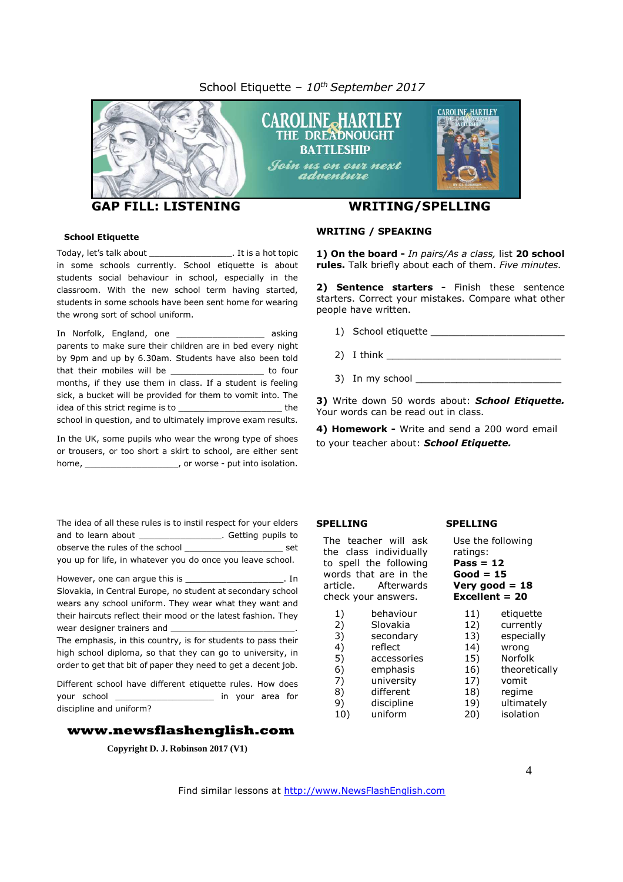School Etiquette – *10th September 2017*

## GAP FILL: LISTENING

**School Etiquette**

Today, let's talk about _________________. It is a hot topic in some schools currently. School etiquette is about students social behaviour in school, especially in the classroom. With the new school term having started, students in some schools have been sent home for wearing the wrong sort of school uniform.

In Norfolk, England, one _________________ asking parents to make sure their children are in bed every night by 9pm and up by 6.30am. Students have also been told that their mobiles will be __________________ to four months, if they use them in class. If a student is feeling sick, a bucket will be provided for them to vomit into. The idea of this strict regime is to _____________________ the school in question, and to ultimately improve exam results.

In the UK, some pupils who wear the wrong type of shoes or trousers, or too short a skirt to school, are either sent home, ___________________, or worse - put into isolation.

The idea of all these rules is to instil respect for your elders and to learn about ________________. Getting pupils to observe the rules of the school ____________________ set you up for life, in whatever you do once you leave school.

However, one can argue this is ____________________. In Slovakia, in Central Europe, no student at secondary school wears any school uniform. They wear what they want and their haircuts reflect their mood or the latest fashion. They wear designer trainers and _________________________. The emphasis, in this country, is for students to pass their high school diploma, so that they can go to university, in order to get that bit of paper they need to get a decent job.

Different school have different etiquette rules. How does your school ____________________ in your area for discipline and uniform?

**www.newsflashenglish.com**

**Copyright D. J. Robinson 2017 (V1)**

## WRITING/SPELLING

**WRITING / SPEAKING**

**1) On the board -** *In pairs/As a class,* list **20 school rules.** Talk briefly about each of them. *Five minutes.*

**2) Sentence starters -** Finish these sentence starters. Correct your mistakes. Compare what other people have written.

1) School etiquette _______________________
2) I think _______________________________
3) In my school __________________________

**3)** Write down 50 words about: ***School Etiquette.*** Your words can be read out in class.

**4) Homework -** Write and send a 200 word email to your teacher about: ***School Etiquette.***

**SPELLING**

The teacher will ask the class individually to spell the following words that are in the article. Afterwards check your answers.

1) behaviour
2) Slovakia
3) secondary
4) reflect
5) accessories
6) emphasis
7) university
8) different
9) discipline
10) uniform

**SPELLING**

Use the following ratings:
**Pass = 12**
**Good = 15**
**Very good = 18**
**Excellent = 20**

11) etiquette
12) currently
13) especially
14) wrong
15) Norfolk
16) theoretically
17) vomit
18) regime
19) ultimately
20) isolation

Find similar lessons at http://www.NewsFlashEnglish.com